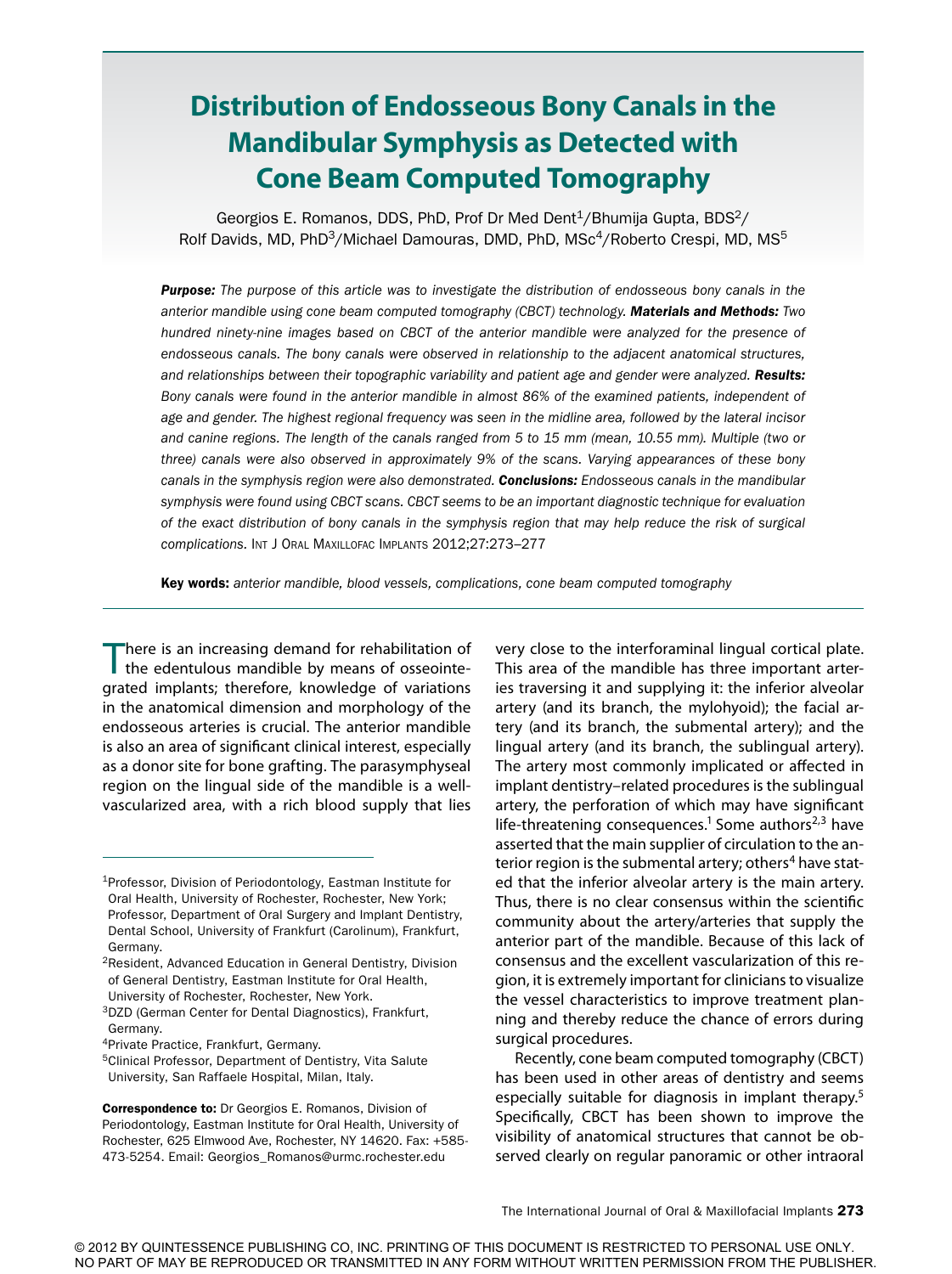# Distribution of Endosseous Bony Canals in the Mandibular Symphysis as Detected with Cone Beam Computed Tomography

Georgios E. Romanos, DDS, PhD, Prof Dr Med Dent[1]/Bhumija Gupta, BDS[2]/ Rolf Davids, MD, PhD[3]/Michael Damouras, DMD, PhD, MSc[4]/Roberto Crespi, MD, MS[5]

***Purpose:*** *The purpose of this article was to investigate the distribution of endosseous bony canals in the anterior mandible using cone beam computed tomography (CBCT) technology.* ***Materials and Methods:*** *Two hundred ninety-nine images based on CBCT of the anterior mandible were analyzed for the presence of endosseous canals. The bony canals were observed in relationship to the adjacent anatomical structures, and relationships between their topographic variability and patient age and gender were analyzed.* ***Results:*** *Bony canals were found in the anterior mandible in almost 86% of the examined patients, independent of age and gender. The highest regional frequency was seen in the midline area, followed by the lateral incisor and canine regions. The length of the canals ranged from 5 to 15 mm (mean, 10.55 mm). Multiple (two or three) canals were also observed in approximately 9% of the scans. Varying appearances of these bony canals in the symphysis region were also demonstrated.* ***Conclusions:*** *Endosseous canals in the mandibular symphysis were found using CBCT scans. CBCT seems to be an important diagnostic technique for evaluation of the exact distribution of bony canals in the symphysis region that may help reduce the risk of surgical complications.* Int J Oral Maxillofac Implants 2012;27:273–277

**Key words:** *anterior mandible, blood vessels, complications, cone beam computed tomography*

---

There is an increasing demand for rehabilitation of the edentulous mandible by means of osseointegrated implants; therefore, knowledge of variations in the anatomical dimension and morphology of the endosseous arteries is crucial. The anterior mandible is also an area of significant clinical interest, especially as a donor site for bone grafting. The parasymphyseal region on the lingual side of the mandible is a well-vascularized area, with a rich blood supply that lies very close to the interforaminal lingual cortical plate. This area of the mandible has three important arteries traversing it and supplying it: the inferior alveolar artery (and its branch, the mylohyoid); the facial artery (and its branch, the submental artery); and the lingual artery (and its branch, the sublingual artery). The artery most commonly implicated or affected in implant dentistry–related procedures is the sublingual artery, the perforation of which may have significant life-threatening consequences.[1] Some authors[2,3] have asserted that the main supplier of circulation to the anterior region is the submental artery; others[4] have stated that the inferior alveolar artery is the main artery. Thus, there is no clear consensus within the scientific community about the artery/arteries that supply the anterior part of the mandible. Because of this lack of consensus and the excellent vascularization of this region, it is extremely important for clinicians to visualize the vessel characteristics to improve treatment planning and thereby reduce the chance of errors during surgical procedures.

Recently, cone beam computed tomography (CBCT) has been used in other areas of dentistry and seems especially suitable for diagnosis in implant therapy.[5] Specifically, CBCT has been shown to improve the visibility of anatomical structures that cannot be observed clearly on regular panoramic or other intraoral

---

[1]Professor, Division of Periodontology, Eastman Institute for Oral Health, University of Rochester, Rochester, New York; Professor, Department of Oral Surgery and Implant Dentistry, Dental School, University of Frankfurt (Carolinum), Frankfurt, Germany.

[2]Resident, Advanced Education in General Dentistry, Division of General Dentistry, Eastman Institute for Oral Health, University of Rochester, Rochester, New York.

[3]DZD (German Center for Dental Diagnostics), Frankfurt, Germany.

[4]Private Practice, Frankfurt, Germany.

[5]Clinical Professor, Department of Dentistry, Vita Salute University, San Raffaele Hospital, Milan, Italy.

**Correspondence to:** Dr Georgios E. Romanos, Division of Periodontology, Eastman Institute for Oral Health, University of Rochester, 625 Elmwood Ave, Rochester, NY 14620. Fax: +585-473-5254. Email: Georgios_Romanos@urmc.rochester.edu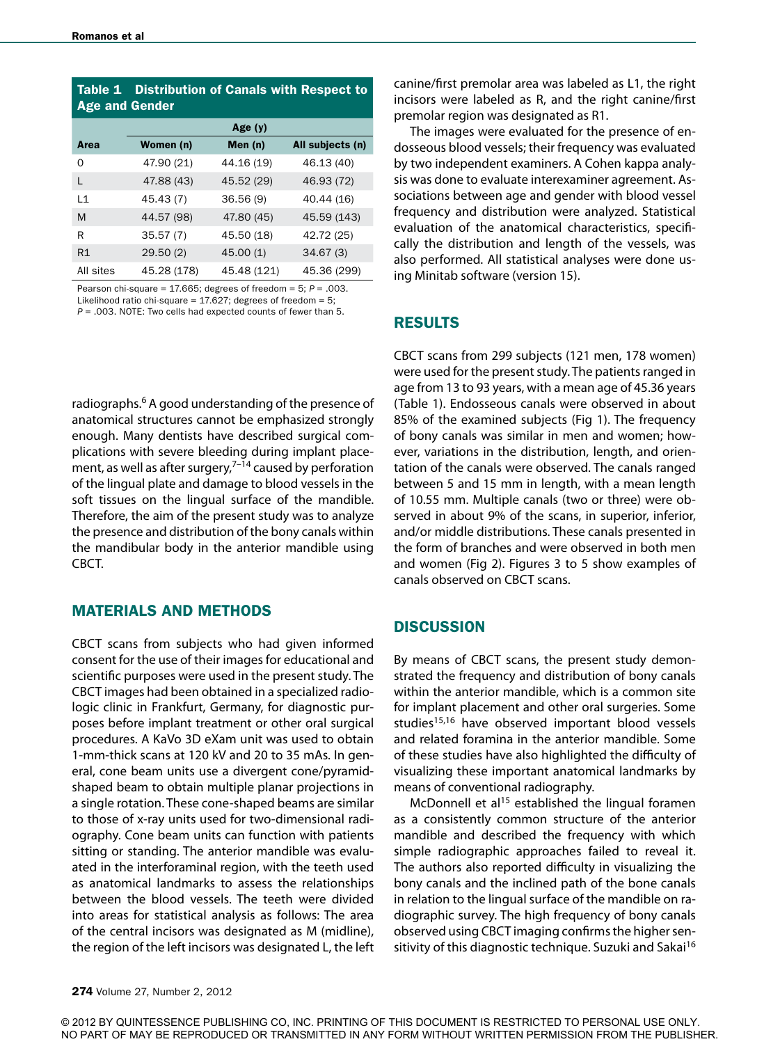**Table 1 Distribution of Canals with Respect to Age and Gender**

| | Age (y) | | |
|---|---|---|---|
| Area | Women (n) | Men (n) | All subjects (n) |
| O | 47.90 (21) | 44.16 (19) | 46.13 (40) |
| L | 47.88 (43) | 45.52 (29) | 46.93 (72) |
| L1 | 45.43 (7) | 36.56 (9) | 40.44 (16) |
| M | 44.57 (98) | 47.80 (45) | 45.59 (143) |
| R | 35.57 (7) | 45.50 (18) | 42.72 (25) |
| R1 | 29.50 (2) | 45.00 (1) | 34.67 (3) |
| All sites | 45.28 (178) | 45.48 (121) | 45.36 (299) |

Pearson chi-square = 17.665; degrees of freedom = 5; *P* = .003. Likelihood ratio chi-square = 17.627; degrees of freedom = 5; *P* = .003. NOTE: Two cells had expected counts of fewer than 5.

radiographs.[6] A good understanding of the presence of anatomical structures cannot be emphasized strongly enough. Many dentists have described surgical complications with severe bleeding during implant placement, as well as after surgery,[7–14] caused by perforation of the lingual plate and damage to blood vessels in the soft tissues on the lingual surface of the mandible. Therefore, the aim of the present study was to analyze the presence and distribution of the bony canals within the mandibular body in the anterior mandible using CBCT.

## MATERIALS AND METHODS

CBCT scans from subjects who had given informed consent for the use of their images for educational and scientific purposes were used in the present study. The CBCT images had been obtained in a specialized radiologic clinic in Frankfurt, Germany, for diagnostic purposes before implant treatment or other oral surgical procedures. A KaVo 3D eXam unit was used to obtain 1-mm-thick scans at 120 kV and 20 to 35 mAs. In general, cone beam units use a divergent cone/pyramid-shaped beam to obtain multiple planar projections in a single rotation. These cone-shaped beams are similar to those of x-ray units used for two-dimensional radiography. Cone beam units can function with patients sitting or standing. The anterior mandible was evaluated in the interforaminal region, with the teeth used as anatomical landmarks to assess the relationships between the blood vessels. The teeth were divided into areas for statistical analysis as follows: The area of the central incisors was designated as M (midline), the region of the left incisors was designated L, the left canine/first premolar area was labeled as L1, the right incisors were labeled as R, and the right canine/first premolar region was designated as R1.

The images were evaluated for the presence of endosseous blood vessels; their frequency was evaluated by two independent examiners. A Cohen kappa analysis was done to evaluate interexaminer agreement. Associations between age and gender with blood vessel frequency and distribution were analyzed. Statistical evaluation of the anatomical characteristics, specifically the distribution and length of the vessels, was also performed. All statistical analyses were done using Minitab software (version 15).

## RESULTS

CBCT scans from 299 subjects (121 men, 178 women) were used for the present study. The patients ranged in age from 13 to 93 years, with a mean age of 45.36 years (Table 1). Endosseous canals were observed in about 85% of the examined subjects (Fig 1). The frequency of bony canals was similar in men and women; however, variations in the distribution, length, and orientation of the canals were observed. The canals ranged between 5 and 15 mm in length, with a mean length of 10.55 mm. Multiple canals (two or three) were observed in about 9% of the scans, in superior, inferior, and/or middle distributions. These canals presented in the form of branches and were observed in both men and women (Fig 2). Figures 3 to 5 show examples of canals observed on CBCT scans.

## DISCUSSION

By means of CBCT scans, the present study demonstrated the frequency and distribution of bony canals within the anterior mandible, which is a common site for implant placement and other oral surgeries. Some studies[15,16] have observed important blood vessels and related foramina in the anterior mandible. Some of these studies have also highlighted the difficulty of visualizing these important anatomical landmarks by means of conventional radiography.

McDonnell et al[15] established the lingual foramen as a consistently common structure of the anterior mandible and described the frequency with which simple radiographic approaches failed to reveal it. The authors also reported difficulty in visualizing the bony canals and the inclined path of the bone canals in relation to the lingual surface of the mandible on radiographic survey. The high frequency of bony canals observed using CBCT imaging confirms the higher sensitivity of this diagnostic technique. Suzuki and Sakai[16]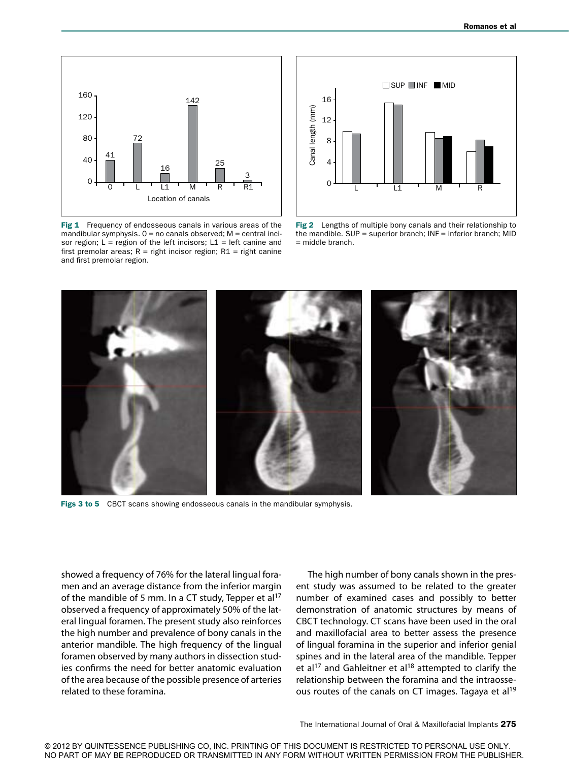Fig 1 Frequency of endosseous canals in various areas of the mandibular symphysis. O = no canals observed; M = central incisor region; L = region of the left incisors; L1 = left canine and first premolar areas; R = right incisor region; R1 = right canine and first premolar region.

Fig 2 Lengths of multiple bony canals and their relationship to the mandible. SUP = superior branch; INF = inferior branch; MID = middle branch.

Figs 3 to 5 CBCT scans showing endosseous canals in the mandibular symphysis.

showed a frequency of 76% for the lateral lingual foramen and an average distance from the inferior margin of the mandible of 5 mm. In a CT study, Tepper et al[17] observed a frequency of approximately 50% of the lateral lingual foramen. The present study also reinforces the high number and prevalence of bony canals in the anterior mandible. The high frequency of the lingual foramen observed by many authors in dissection studies confirms the need for better anatomic evaluation of the area because of the possible presence of arteries related to these foramina.

The high number of bony canals shown in the present study was assumed to be related to the greater number of examined cases and possibly to better demonstration of anatomic structures by means of CBCT technology. CT scans have been used in the oral and maxillofacial area to better assess the presence of lingual foramina in the superior and inferior genial spines and in the lateral area of the mandible. Tepper et al[17] and Gahleitner et al[18] attempted to clarify the relationship between the foramina and the intraosseous routes of the canals on CT images. Tagaya et al[19]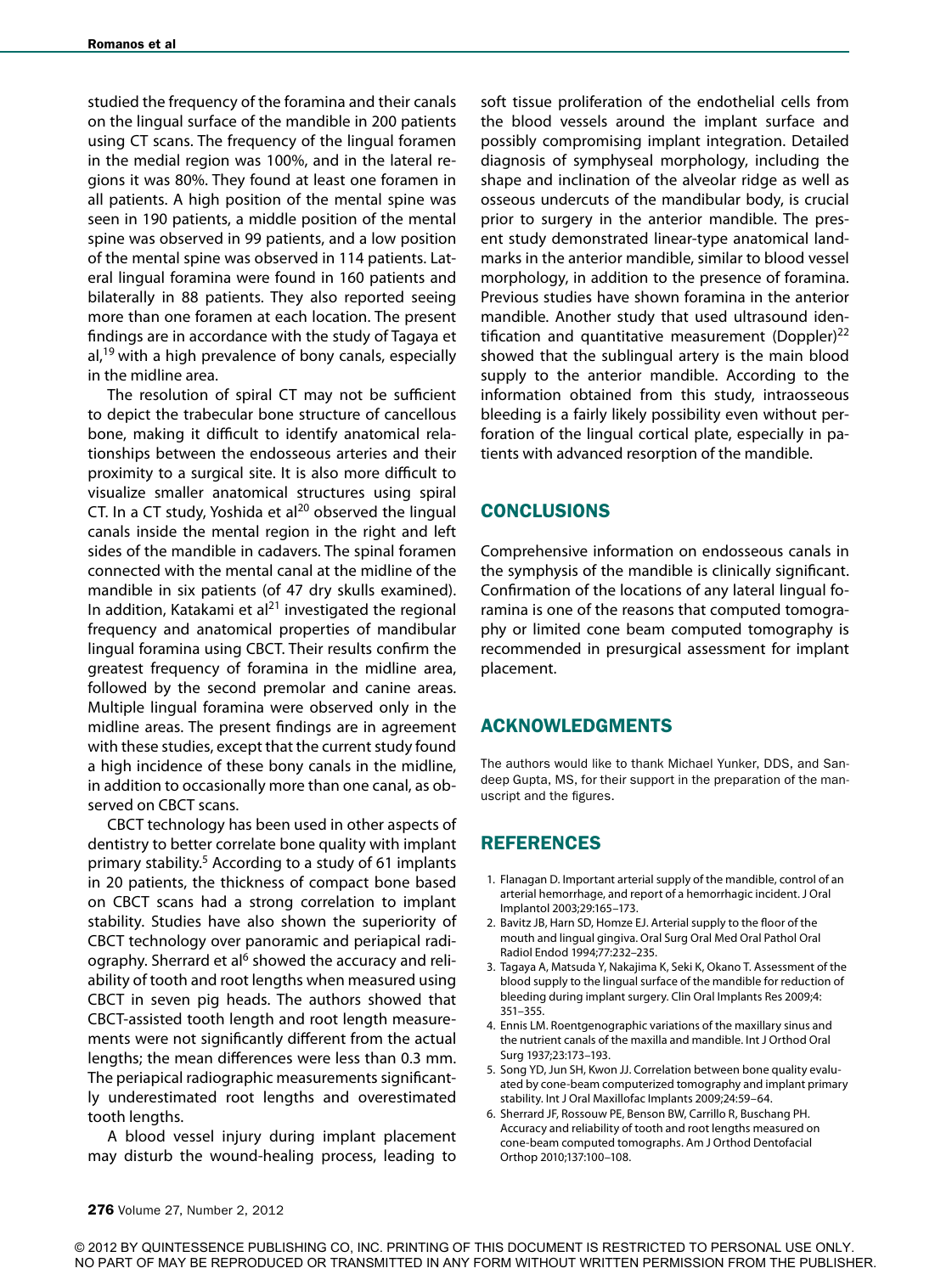studied the frequency of the foramina and their canals on the lingual surface of the mandible in 200 patients using CT scans. The frequency of the lingual foramen in the medial region was 100%, and in the lateral regions it was 80%. They found at least one foramen in all patients. A high position of the mental spine was seen in 190 patients, a middle position of the mental spine was observed in 99 patients, and a low position of the mental spine was observed in 114 patients. Lateral lingual foramina were found in 160 patients and bilaterally in 88 patients. They also reported seeing more than one foramen at each location. The present findings are in accordance with the study of Tagaya et al,[19] with a high prevalence of bony canals, especially in the midline area.

The resolution of spiral CT may not be sufficient to depict the trabecular bone structure of cancellous bone, making it difficult to identify anatomical relationships between the endosseous arteries and their proximity to a surgical site. It is also more difficult to visualize smaller anatomical structures using spiral CT. In a CT study, Yoshida et al[20] observed the lingual canals inside the mental region in the right and left sides of the mandible in cadavers. The spinal foramen connected with the mental canal at the midline of the mandible in six patients (of 47 dry skulls examined). In addition, Katakami et al[21] investigated the regional frequency and anatomical properties of mandibular lingual foramina using CBCT. Their results confirm the greatest frequency of foramina in the midline area, followed by the second premolar and canine areas. Multiple lingual foramina were observed only in the midline areas. The present findings are in agreement with these studies, except that the current study found a high incidence of these bony canals in the midline, in addition to occasionally more than one canal, as observed on CBCT scans.

CBCT technology has been used in other aspects of dentistry to better correlate bone quality with implant primary stability.[5] According to a study of 61 implants in 20 patients, the thickness of compact bone based on CBCT scans had a strong correlation to implant stability. Studies have also shown the superiority of CBCT technology over panoramic and periapical radiography. Sherrard et al[6] showed the accuracy and reliability of tooth and root lengths when measured using CBCT in seven pig heads. The authors showed that CBCT-assisted tooth length and root length measurements were not significantly different from the actual lengths; the mean differences were less than 0.3 mm. The periapical radiographic measurements significantly underestimated root lengths and overestimated tooth lengths.

A blood vessel injury during implant placement may disturb the wound-healing process, leading to soft tissue proliferation of the endothelial cells from the blood vessels around the implant surface and possibly compromising implant integration. Detailed diagnosis of symphyseal morphology, including the shape and inclination of the alveolar ridge as well as osseous undercuts of the mandibular body, is crucial prior to surgery in the anterior mandible. The present study demonstrated linear-type anatomical landmarks in the anterior mandible, similar to blood vessel morphology, in addition to the presence of foramina. Previous studies have shown foramina in the anterior mandible. Another study that used ultrasound identification and quantitative measurement (Doppler)[22] showed that the sublingual artery is the main blood supply to the anterior mandible. According to the information obtained from this study, intraosseous bleeding is a fairly likely possibility even without perforation of the lingual cortical plate, especially in patients with advanced resorption of the mandible.

## CONCLUSIONS

Comprehensive information on endosseous canals in the symphysis of the mandible is clinically significant. Confirmation of the locations of any lateral lingual foramina is one of the reasons that computed tomography or limited cone beam computed tomography is recommended in presurgical assessment for implant placement.

## ACKNOWLEDGMENTS

The authors would like to thank Michael Yunker, DDS, and Sandeep Gupta, MS, for their support in the preparation of the manuscript and the figures.

## REFERENCES

1. Flanagan D. Important arterial supply of the mandible, control of an arterial hemorrhage, and report of a hemorrhagic incident. J Oral Implantol 2003;29:165–173.
2. Bavitz JB, Harn SD, Homze EJ. Arterial supply to the floor of the mouth and lingual gingiva. Oral Surg Oral Med Oral Pathol Oral Radiol Endod 1994;77:232–235.
3. Tagaya A, Matsuda Y, Nakajima K, Seki K, Okano T. Assessment of the blood supply to the lingual surface of the mandible for reduction of bleeding during implant surgery. Clin Oral Implants Res 2009;4:351–355.
4. Ennis LM. Roentgenographic variations of the maxillary sinus and the nutrient canals of the maxilla and mandible. Int J Orthod Oral Surg 1937;23:173–193.
5. Song YD, Jun SH, Kwon JJ. Correlation between bone quality evaluated by cone-beam computerized tomography and implant primary stability. Int J Oral Maxillofac Implants 2009;24:59–64.
6. Sherrard JF, Rossouw PE, Benson BW, Carrillo R, Buschang PH. Accuracy and reliability of tooth and root lengths measured on cone-beam computed tomographs. Am J Orthod Dentofacial Orthop 2010;137:100–108.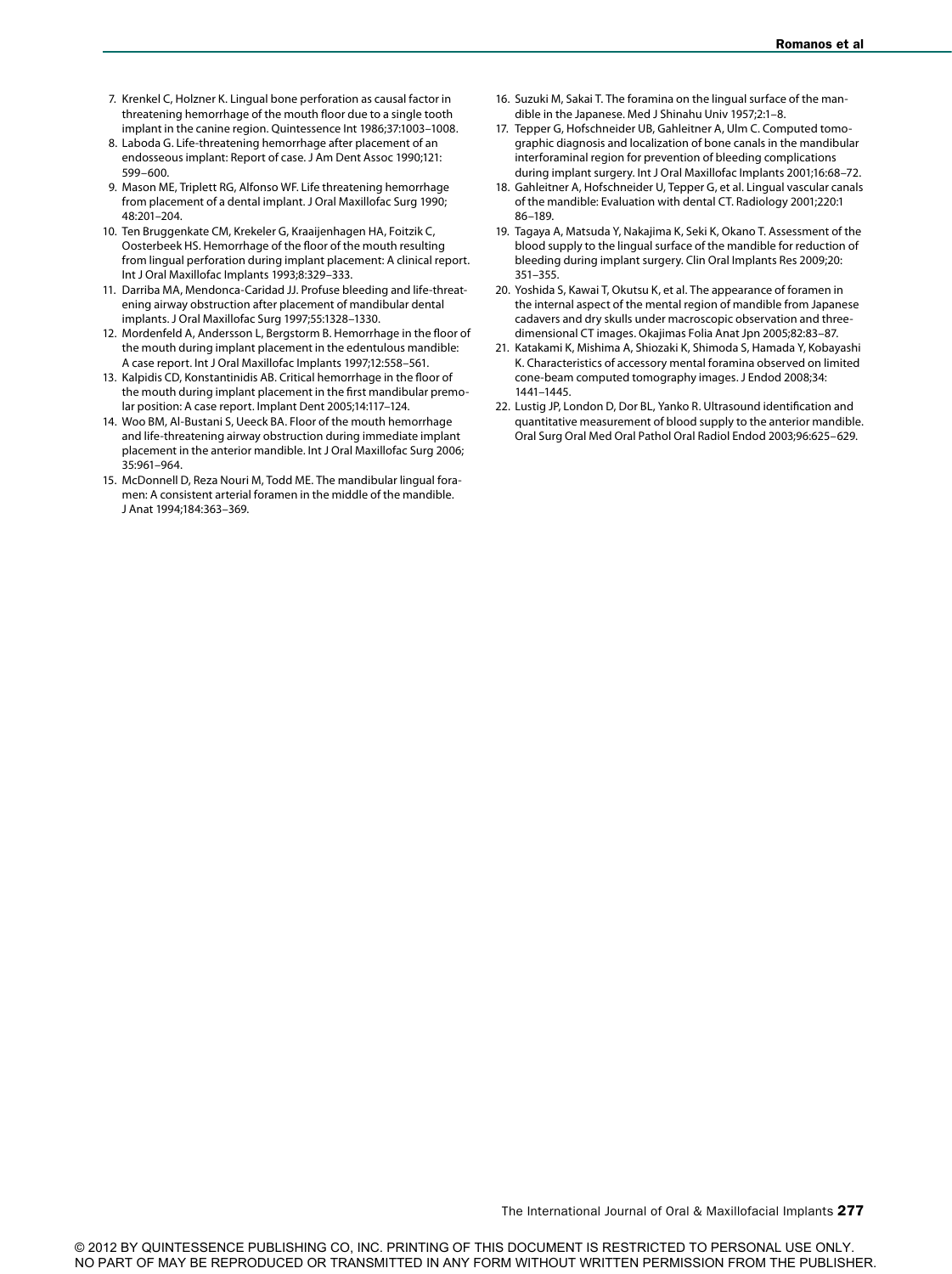7. Krenkel C, Holzner K. Lingual bone perforation as causal factor in threatening hemorrhage of the mouth floor due to a single tooth implant in the canine region. Quintessence Int 1986;37:1003–1008.
8. Laboda G. Life-threatening hemorrhage after placement of an endosseous implant: Report of case. J Am Dent Assoc 1990;121: 599–600.
9. Mason ME, Triplett RG, Alfonso WF. Life threatening hemorrhage from placement of a dental implant. J Oral Maxillofac Surg 1990; 48:201–204.
10. Ten Bruggenkate CM, Krekeler G, Kraaijenhagen HA, Foitzik C, Oosterbeek HS. Hemorrhage of the floor of the mouth resulting from lingual perforation during implant placement: A clinical report. Int J Oral Maxillofac Implants 1993;8:329–333.
11. Darriba MA, Mendonca-Caridad JJ. Profuse bleeding and life-threatening airway obstruction after placement of mandibular dental implants. J Oral Maxillofac Surg 1997;55:1328–1330.
12. Mordenfeld A, Andersson L, Bergstorm B. Hemorrhage in the floor of the mouth during implant placement in the edentulous mandible: A case report. Int J Oral Maxillofac Implants 1997;12:558–561.
13. Kalpidis CD, Konstantinidis AB. Critical hemorrhage in the floor of the mouth during implant placement in the first mandibular premolar position: A case report. Implant Dent 2005;14:117–124.
14. Woo BM, Al-Bustani S, Ueeck BA. Floor of the mouth hemorrhage and life-threatening airway obstruction during immediate implant placement in the anterior mandible. Int J Oral Maxillofac Surg 2006; 35:961–964.
15. McDonnell D, Reza Nouri M, Todd ME. The mandibular lingual foramen: A consistent arterial foramen in the middle of the mandible. J Anat 1994;184:363–369.
16. Suzuki M, Sakai T. The foramina on the lingual surface of the mandible in the Japanese. Med J Shinahu Univ 1957;2:1–8.
17. Tepper G, Hofschneider UB, Gahleitner A, Ulm C. Computed tomographic diagnosis and localization of bone canals in the mandibular interforaminal region for prevention of bleeding complications during implant surgery. Int J Oral Maxillofac Implants 2001;16:68–72.
18. Gahleitner A, Hofschneider U, Tepper G, et al. Lingual vascular canals of the mandible: Evaluation with dental CT. Radiology 2001;220:1 86–189.
19. Tagaya A, Matsuda Y, Nakajima K, Seki K, Okano T. Assessment of the blood supply to the lingual surface of the mandible for reduction of bleeding during implant surgery. Clin Oral Implants Res 2009;20: 351–355.
20. Yoshida S, Kawai T, Okutsu K, et al. The appearance of foramen in the internal aspect of the mental region of mandible from Japanese cadavers and dry skulls under macroscopic observation and three-dimensional CT images. Okajimas Folia Anat Jpn 2005;82:83–87.
21. Katakami K, Mishima A, Shiozaki K, Shimoda S, Hamada Y, Kobayashi K. Characteristics of accessory mental foramina observed on limited cone-beam computed tomography images. J Endod 2008;34: 1441–1445.
22. Lustig JP, London D, Dor BL, Yanko R. Ultrasound identification and quantitative measurement of blood supply to the anterior mandible. Oral Surg Oral Med Oral Pathol Oral Radiol Endod 2003;96:625–629.

© 2012 BY QUINTESSENCE PUBLISHING CO, INC. PRINTING OF THIS DOCUMENT IS RESTRICTED TO PERSONAL USE ONLY. NO PART OF MAY BE REPRODUCED OR TRANSMITTED IN ANY FORM WITHOUT WRITTEN PERMISSION FROM THE PUBLISHER.